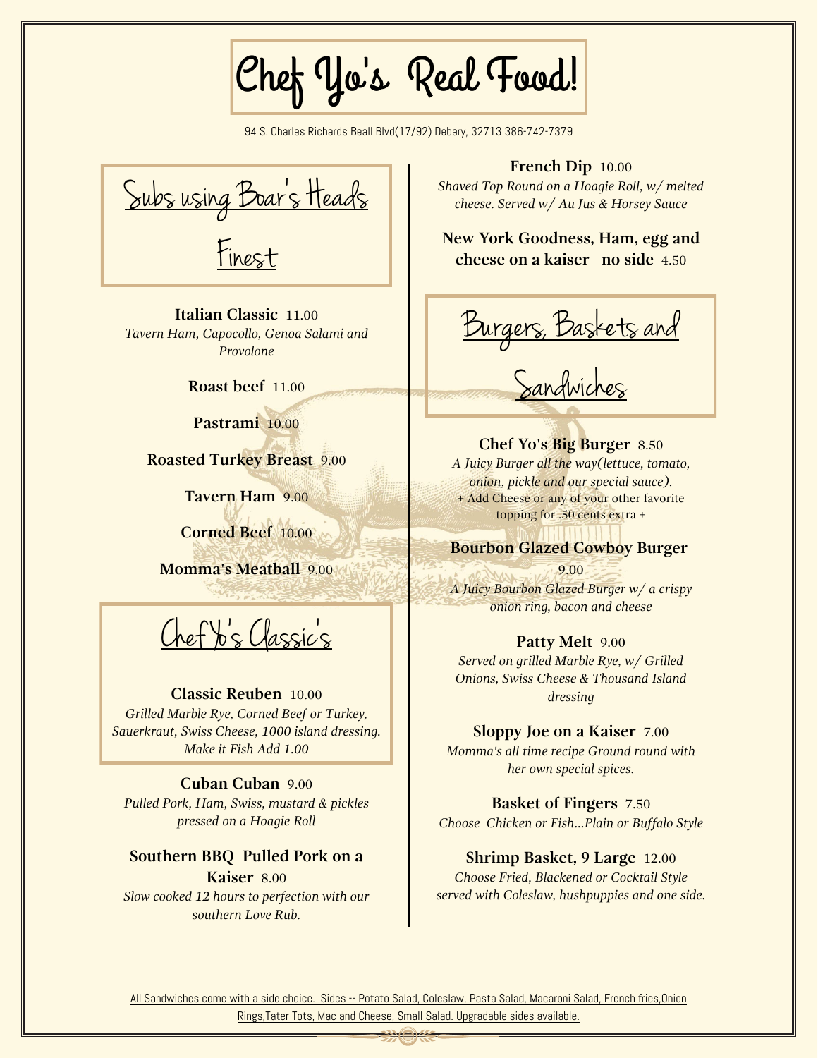# Chef Yo's Real Food!

94 S. Charles Richards Beall Blvd(17/92) Debary, 32713 386-742-7379

## Subs using Boar's Heads Finest

**Italian Classic** 11.00
*Tavern Ham, Capocollo, Genoa Salami and Provolone*

**Roast beef** 11.00

**Pastrami** 10.00

**Roasted Turkey Breast** 9.00

**Tavern Ham** 9.00

**Corned Beef** 10.00

**Momma's Meatball** 9.00

## Chef Yo's Classic's

**Classic Reuben** 10.00
*Grilled Marble Rye, Corned Beef or Turkey, Sauerkraut, Swiss Cheese, 1000 island dressing. Make it Fish Add 1.00*

**Cuban Cuban** 9.00
*Pulled Pork, Ham, Swiss, mustard & pickles pressed on a Hoagie Roll*

**Southern BBQ Pulled Pork on a Kaiser** 8.00
*Slow cooked 12 hours to perfection with our southern Love Rub.*

**French Dip** 10.00
*Shaved Top Round on a Hoagie Roll, w/ melted cheese. Served w/ Au Jus & Horsey Sauce*

**New York Goodness, Ham, egg and cheese on a kaiser no side** 4.50

## Burgers, Baskets and Sandwiches

**Chef Yo's Big Burger** 8.50
*A Juicy Burger all the way(lettuce, tomato, onion, pickle and our special sauce).*
+ Add Cheese or any of your other favorite topping for .50 cents extra +

**Bourbon Glazed Cowboy Burger** 9.00
*A Juicy Bourbon Glazed Burger w/ a crispy onion ring, bacon and cheese*

**Patty Melt** 9.00
*Served on grilled Marble Rye, w/ Grilled Onions, Swiss Cheese & Thousand Island dressing*

**Sloppy Joe on a Kaiser** 7.00
*Momma's all time recipe Ground round with her own special spices.*

**Basket of Fingers** 7.50
*Choose Chicken or Fish...Plain or Buffalo Style*

**Shrimp Basket, 9 Large** 12.00
*Choose Fried, Blackened or Cocktail Style served with Coleslaw, hushpuppies and one side.*

All Sandwiches come with a side choice. Sides -- Potato Salad, Coleslaw, Pasta Salad, Macaroni Salad, French fries,Onion Rings,Tater Tots, Mac and Cheese, Small Salad. Upgradable sides available.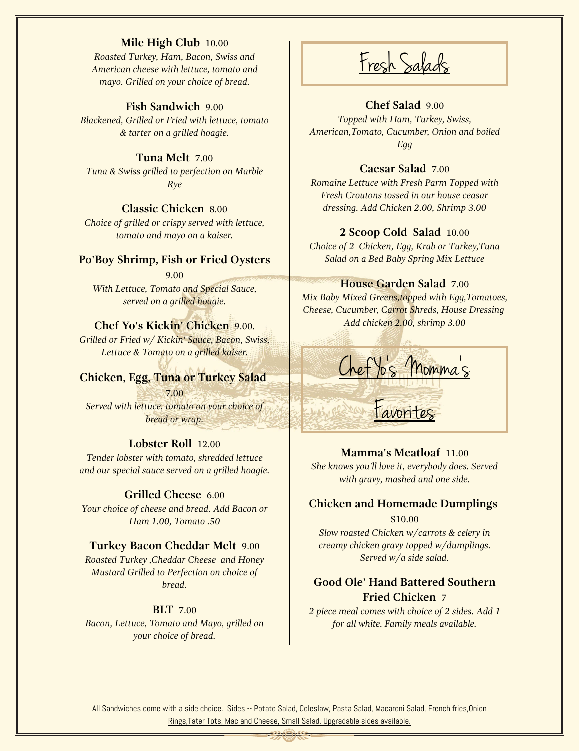**Mile High Club** 10.00

*Roasted Turkey, Ham, Bacon, Swiss and American cheese with lettuce, tomato and mayo. Grilled on your choice of bread.*

**Fish Sandwich** 9.00

*Blackened, Grilled or Fried with lettuce, tomato & tarter on a grilled hoagie.*

**Tuna Melt** 7.00

*Tuna & Swiss grilled to perfection on Marble Rye*

**Classic Chicken** 8.00

*Choice of grilled or crispy served with lettuce, tomato and mayo on a kaiser.*

**Po'Boy Shrimp, Fish or Fried Oysters**

9.00

*With Lettuce, Tomato and Special Sauce, served on a grilled hoagie.*

**Chef Yo's Kickin' Chicken** 9.00.

*Grilled or Fried w/ Kickin' Sauce, Bacon, Swiss, Lettuce & Tomato on a grilled kaiser.*

**Chicken, Egg, Tuna or Turkey Salad**

7.00

*Served with lettuce, tomato on your choice of bread or wrap.*

**Lobster Roll** 12.00

*Tender lobster with tomato, shredded lettuce and our special sauce served on a grilled hoagie.*

**Grilled Cheese** 6.00

*Your choice of cheese and bread. Add Bacon or Ham 1.00, Tomato .50*

**Turkey Bacon Cheddar Melt** 9.00

*Roasted Turkey ,Cheddar Cheese and Honey Mustard Grilled to Perfection on choice of bread.*

**BLT** 7.00

*Bacon, Lettuce, Tomato and Mayo, grilled on your choice of bread.*

## Fresh Salads

**Chef Salad** 9.00

*Topped with Ham, Turkey, Swiss, American,Tomato, Cucumber, Onion and boiled Egg*

**Caesar Salad** 7.00

*Romaine Lettuce with Fresh Parm Topped with Fresh Croutons tossed in our house ceasar dressing. Add Chicken 2.00, Shrimp 3.00*

**2 Scoop Cold Salad** 10.00

*Choice of 2 Chicken, Egg, Krab or Turkey,Tuna Salad on a Bed Baby Spring Mix Lettuce*

**House Garden Salad** 7.00

*Mix Baby Mixed Greens,topped with Egg,Tomatoes, Cheese, Cucumber, Carrot Shreds, House Dressing Add chicken 2.00, shrimp 3.00*

## Chef Yo's Momma's Favorites

**Mamma's Meatloaf** 11.00

*She knows you'll love it, everybody does. Served with gravy, mashed and one side.*

**Chicken and Homemade Dumplings**

$10.00

*Slow roasted Chicken w/carrots & celery in creamy chicken gravy topped w/dumplings. Served w/a side salad.*

**Good Ole' Hand Battered Southern Fried Chicken** 7

*2 piece meal comes with choice of 2 sides. Add 1 for all white. Family meals available.*

All Sandwiches come with a side choice. Sides -- Potato Salad, Coleslaw, Pasta Salad, Macaroni Salad, French fries,Onion Rings,Tater Tots, Mac and Cheese, Small Salad. Upgradable sides available.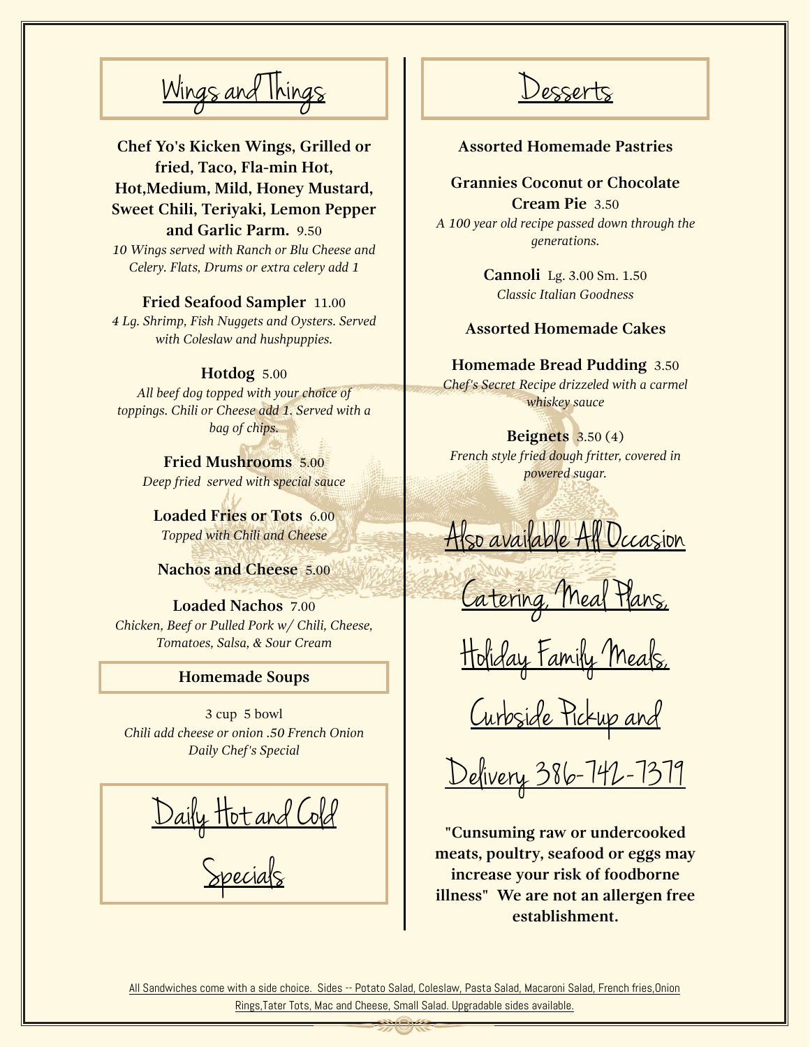## Wings and Things

**Chef Yo's Kicken Wings, Grilled or fried, Taco, Fla-min Hot, Hot,Medium, Mild, Honey Mustard, Sweet Chili, Teriyaki, Lemon Pepper and Garlic Parm.** 9.50
*10 Wings served with Ranch or Blu Cheese and Celery. Flats, Drums or extra celery add 1*

**Fried Seafood Sampler** 11.00
*4 Lg. Shrimp, Fish Nuggets and Oysters. Served with Coleslaw and hushpuppies.*

**Hotdog** 5.00
*All beef dog topped with your choice of toppings. Chili or Cheese add 1. Served with a bag of chips.*

**Fried Mushrooms** 5.00
*Deep fried served with special sauce*

**Loaded Fries or Tots** 6.00
*Topped with Chili and Cheese*

**Nachos and Cheese** 5.00

**Loaded Nachos** 7.00
*Chicken, Beef or Pulled Pork w/ Chili, Cheese, Tomatoes, Salsa, & Sour Cream*

### Homemade Soups

3 cup 5 bowl
*Chili add cheese or onion .50 French Onion*
*Daily Chef's Special*

## Daily Hot and Cold Specials

## Desserts

**Assorted Homemade Pastries**

**Grannies Coconut or Chocolate Cream Pie** 3.50
*A 100 year old recipe passed down through the generations.*

**Cannoli** Lg. 3.00 Sm. 1.50
*Classic Italian Goodness*

**Assorted Homemade Cakes**

**Homemade Bread Pudding** 3.50
*Chef's Secret Recipe drizzeled with a carmel whiskey sauce*

**Beignets** 3.50 (4)
*French style fried dough fritter, covered in powered sugar.*

Also available All Occasion Catering, Meal Plans, Holiday Family Meals, Curbside Pickup and Delivery 386-742-7379

**"Cunsuming raw or undercooked meats, poultry, seafood or eggs may increase your risk of foodborne illness" We are not an allergen free establishment.**

All Sandwiches come with a side choice. Sides -- Potato Salad, Coleslaw, Pasta Salad, Macaroni Salad, French fries,Onion Rings,Tater Tots, Mac and Cheese, Small Salad. Upgradable sides available.